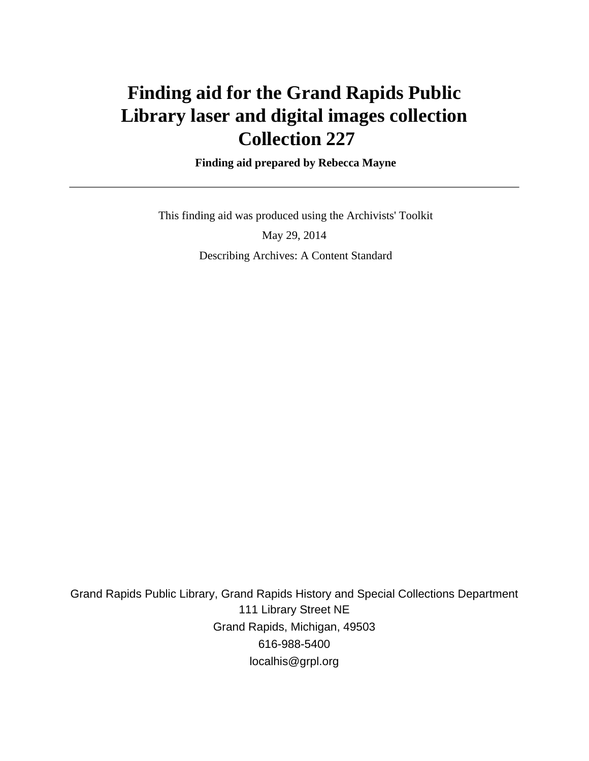# Finding aid for the Grand Rapids Public Library laser and digital images collection Collection 227

**Finding aid prepared by Rebecca Mayne**

---

This finding aid was produced using the Archivists' Toolkit

May 29, 2014

Describing Archives: A Content Standard

Grand Rapids Public Library, Grand Rapids History and Special Collections Department
111 Library Street NE
Grand Rapids, Michigan, 49503
616-988-5400
localhis@grpl.org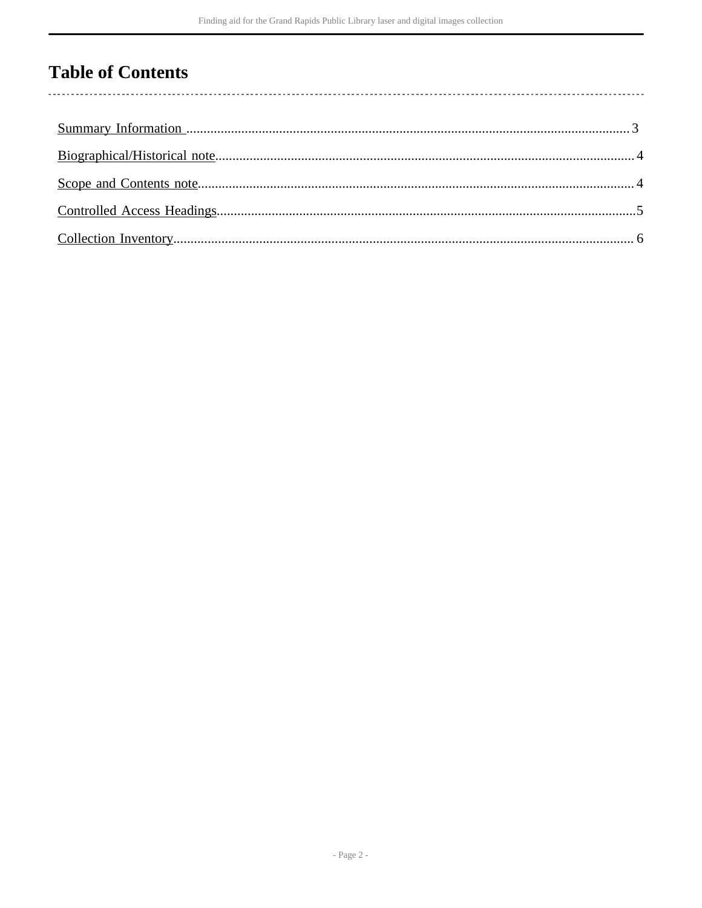# Table of Contents

Summary Information ........................................................................ 3

Biographical/Historical note ................................................................ 4

Scope and Contents note .................................................................... 4

Controlled Access Headings ................................................................ 5

Collection Inventory ........................................................................... 6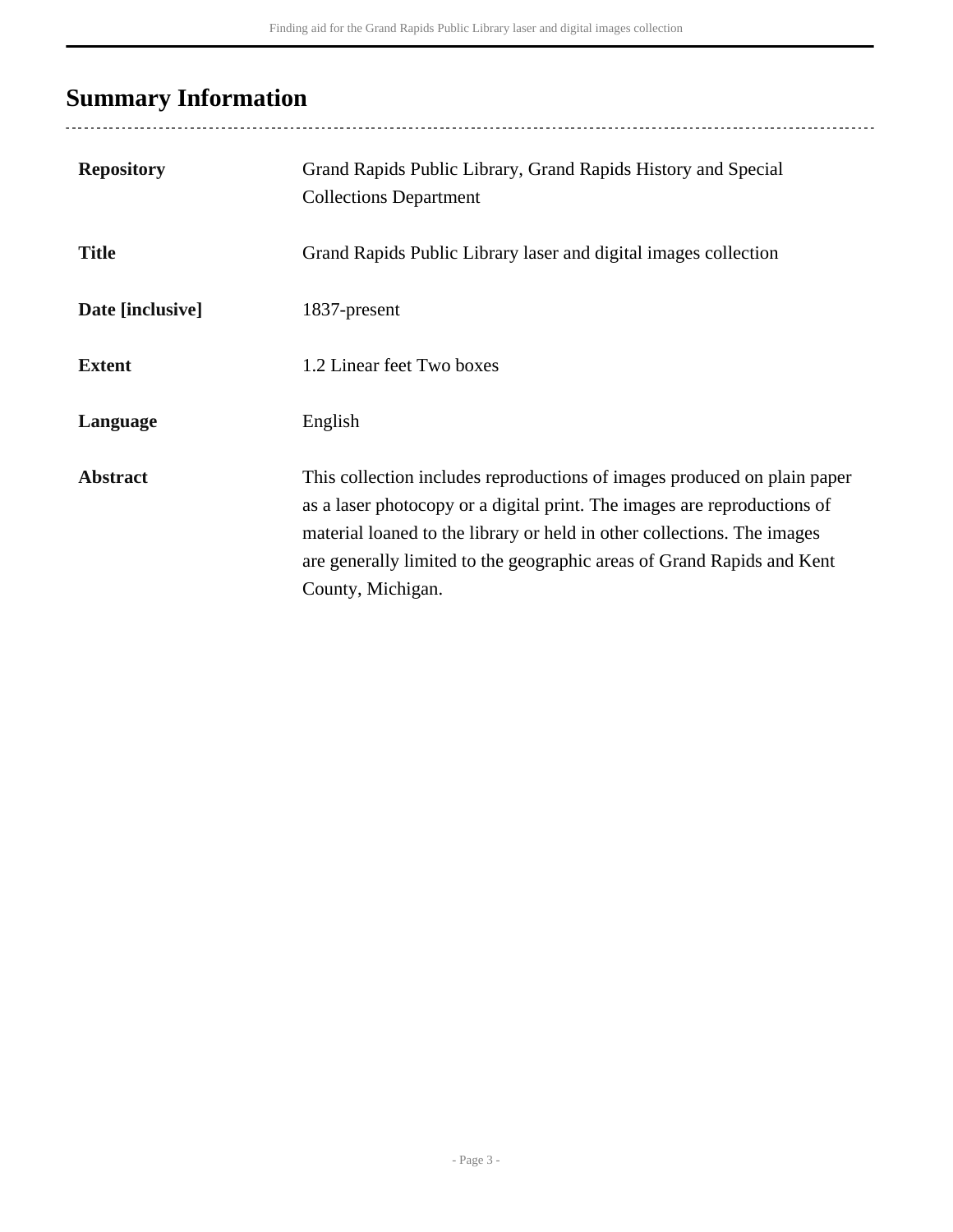## Summary Information

| | |
|---|---|
| **Repository** | Grand Rapids Public Library, Grand Rapids History and Special Collections Department |
| **Title** | Grand Rapids Public Library laser and digital images collection |
| **Date [inclusive]** | 1837-present |
| **Extent** | 1.2 Linear feet Two boxes |
| **Language** | English |
| **Abstract** | This collection includes reproductions of images produced on plain paper as a laser photocopy or a digital print. The images are reproductions of material loaned to the library or held in other collections. The images are generally limited to the geographic areas of Grand Rapids and Kent County, Michigan. |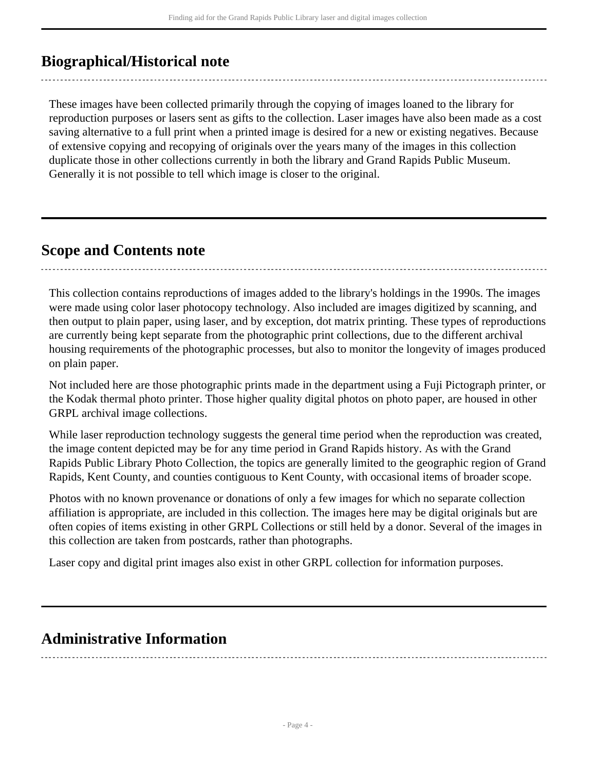## Biographical/Historical note

These images have been collected primarily through the copying of images loaned to the library for reproduction purposes or lasers sent as gifts to the collection. Laser images have also been made as a cost saving alternative to a full print when a printed image is desired for a new or existing negatives. Because of extensive copying and recopying of originals over the years many of the images in this collection duplicate those in other collections currently in both the library and Grand Rapids Public Museum. Generally it is not possible to tell which image is closer to the original.

## Scope and Contents note

This collection contains reproductions of images added to the library's holdings in the 1990s. The images were made using color laser photocopy technology. Also included are images digitized by scanning, and then output to plain paper, using laser, and by exception, dot matrix printing. These types of reproductions are currently being kept separate from the photographic print collections, due to the different archival housing requirements of the photographic processes, but also to monitor the longevity of images produced on plain paper.

Not included here are those photographic prints made in the department using a Fuji Pictograph printer, or the Kodak thermal photo printer. Those higher quality digital photos on photo paper, are housed in other GRPL archival image collections.

While laser reproduction technology suggests the general time period when the reproduction was created, the image content depicted may be for any time period in Grand Rapids history. As with the Grand Rapids Public Library Photo Collection, the topics are generally limited to the geographic region of Grand Rapids, Kent County, and counties contiguous to Kent County, with occasional items of broader scope.

Photos with no known provenance or donations of only a few images for which no separate collection affiliation is appropriate, are included in this collection. The images here may be digital originals but are often copies of items existing in other GRPL Collections or still held by a donor. Several of the images in this collection are taken from postcards, rather than photographs.

Laser copy and digital print images also exist in other GRPL collection for information purposes.

## Administrative Information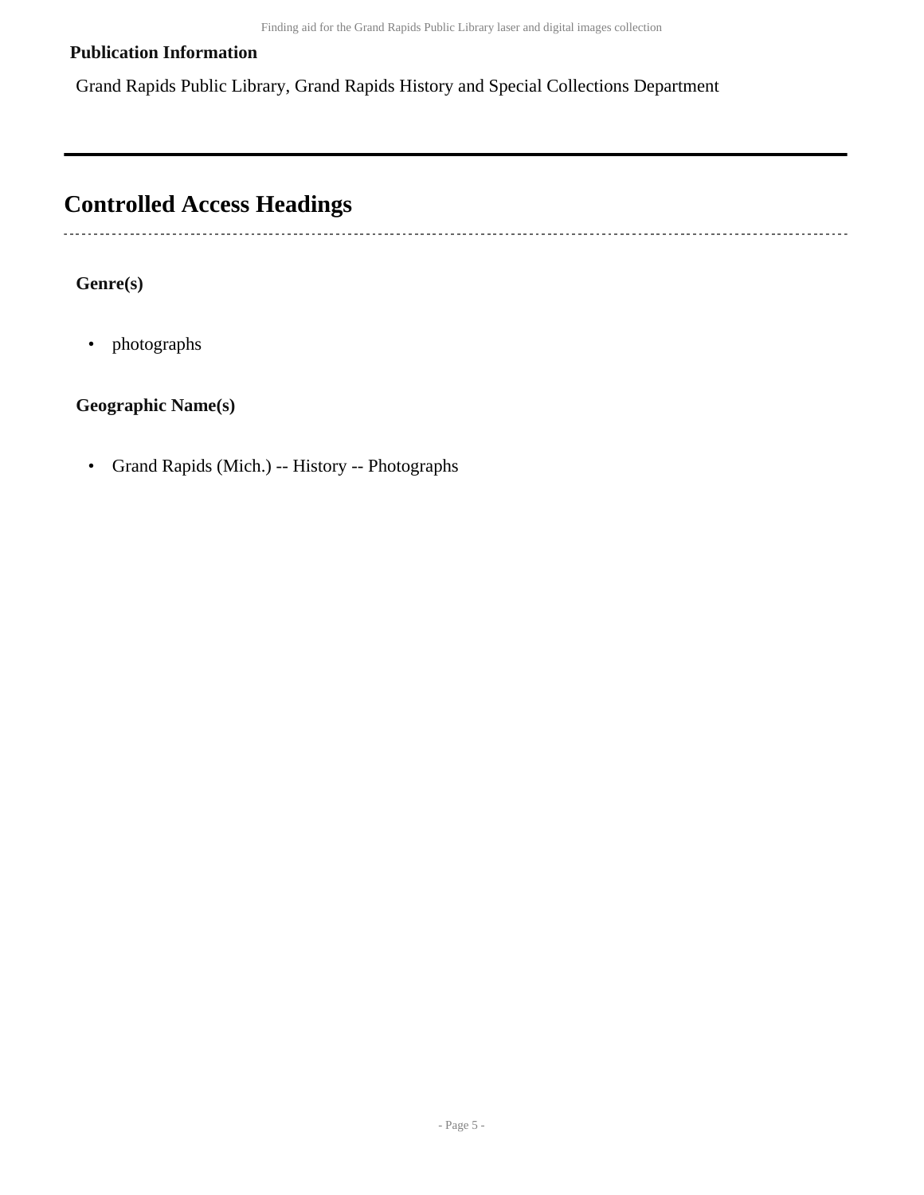**Publication Information**

Grand Rapids Public Library, Grand Rapids History and Special Collections Department

---

## Controlled Access Headings

**Genre(s)**

- photographs

**Geographic Name(s)**

- Grand Rapids (Mich.) -- History -- Photographs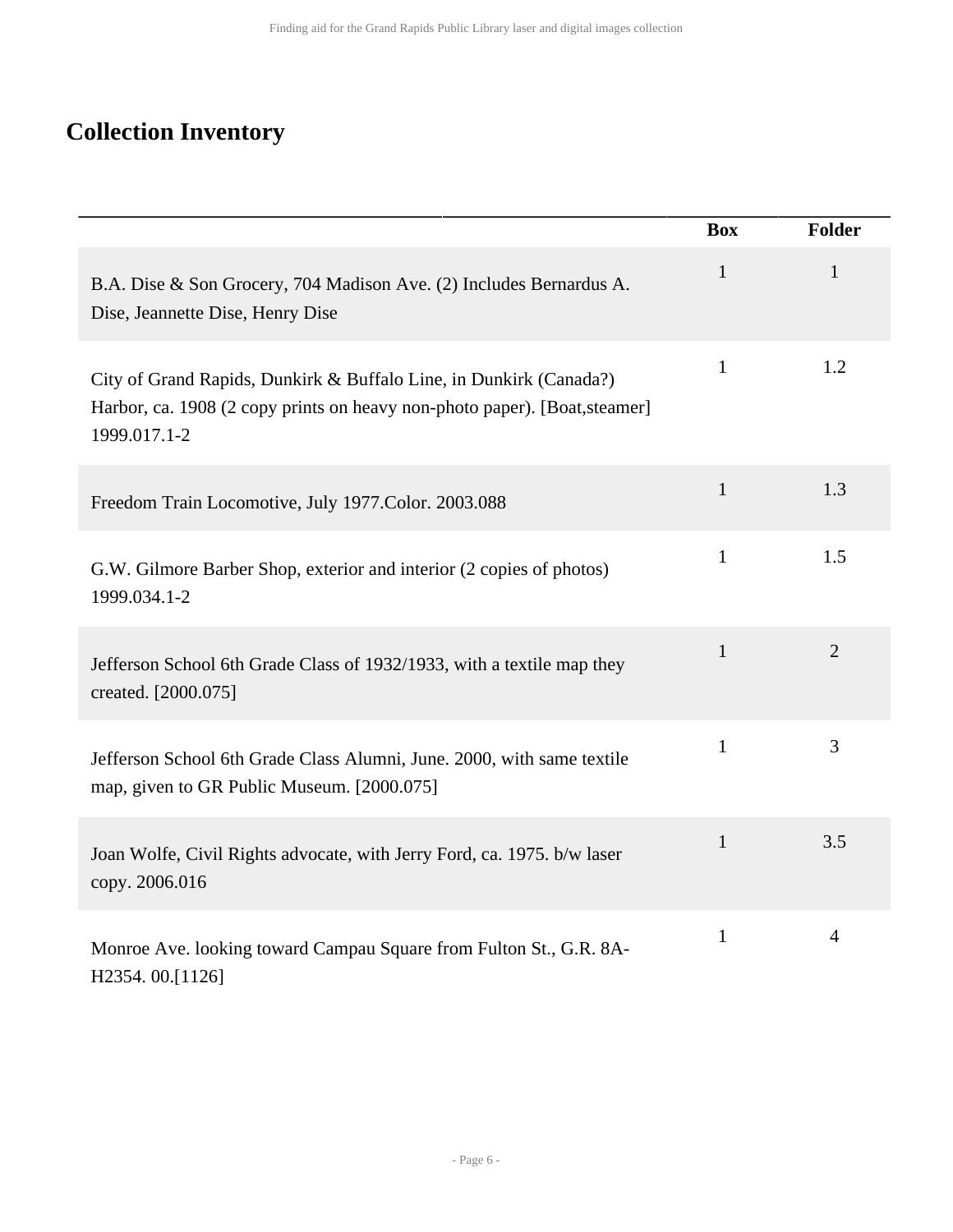## Collection Inventory

| | Box | Folder |
|---|---|---|
| B.A. Dise & Son Grocery, 704 Madison Ave. (2) Includes Bernardus A. Dise, Jeannette Dise, Henry Dise | 1 | 1 |
| City of Grand Rapids, Dunkirk & Buffalo Line, in Dunkirk (Canada?) Harbor, ca. 1908 (2 copy prints on heavy non-photo paper). [Boat,steamer] 1999.017.1-2 | 1 | 1.2 |
| Freedom Train Locomotive, July 1977.Color. 2003.088 | 1 | 1.3 |
| G.W. Gilmore Barber Shop, exterior and interior (2 copies of photos) 1999.034.1-2 | 1 | 1.5 |
| Jefferson School 6th Grade Class of 1932/1933, with a textile map they created. [2000.075] | 1 | 2 |
| Jefferson School 6th Grade Class Alumni, June. 2000, with same textile map, given to GR Public Museum. [2000.075] | 1 | 3 |
| Joan Wolfe, Civil Rights advocate, with Jerry Ford, ca. 1975. b/w laser copy. 2006.016 | 1 | 3.5 |
| Monroe Ave. looking toward Campau Square from Fulton St., G.R. 8A-H2354. 00.[1126] | 1 | 4 |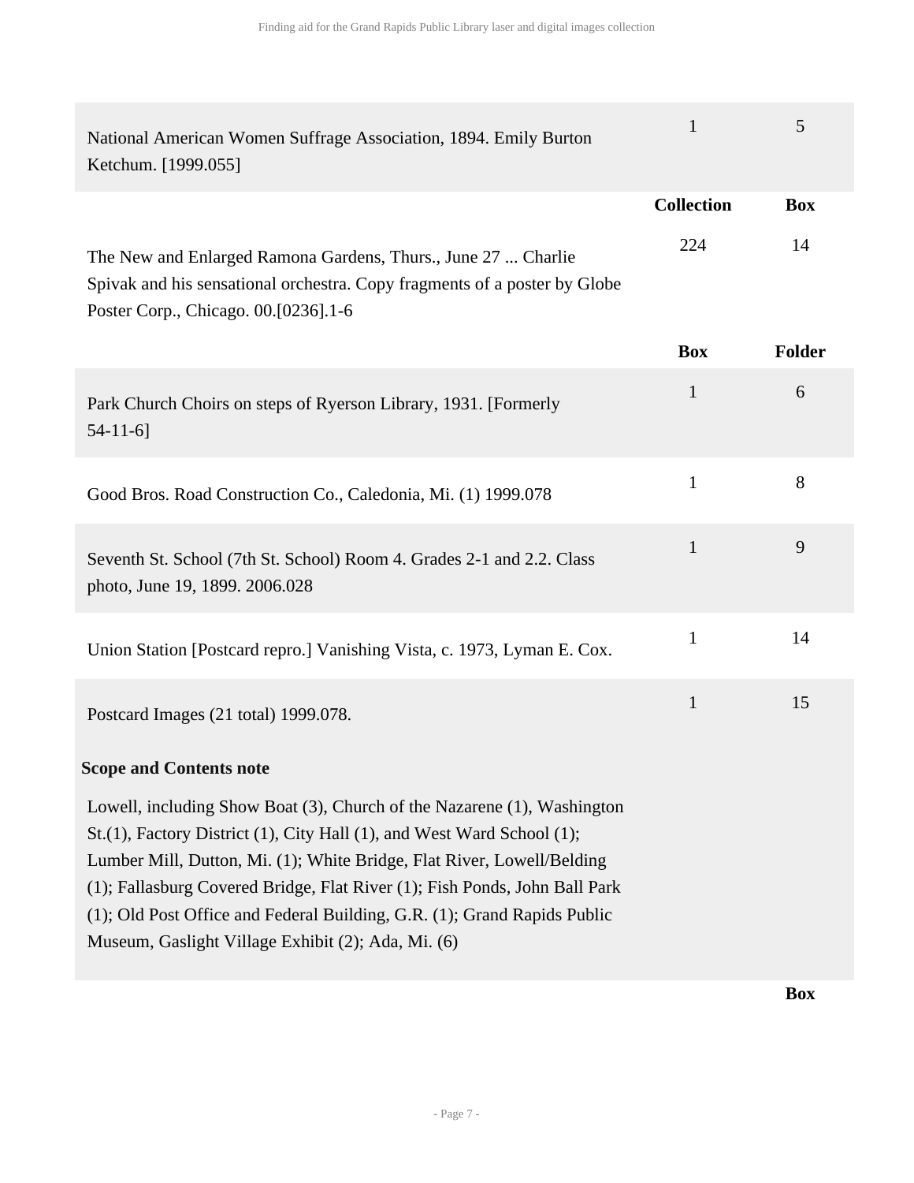| | | |
|---|---|---|
| National American Women Suffrage Association, 1894. Emily Burton Ketchum. [1999.055] | 1 | 5 |

| | Collection | Box |
|---|---|---|
| The New and Enlarged Ramona Gardens, Thurs., June 27 ... Charlie Spivak and his sensational orchestra. Copy fragments of a poster by Globe Poster Corp., Chicago. 00.[0236].1-6 | 224 | 14 |

| | Box | Folder |
|---|---|---|
| Park Church Choirs on steps of Ryerson Library, 1931. [Formerly 54-11-6] | 1 | 6 |
| Good Bros. Road Construction Co., Caledonia, Mi. (1) 1999.078 | 1 | 8 |
| Seventh St. School (7th St. School) Room 4. Grades 2-1 and 2.2. Class photo, June 19, 1899. 2006.028 | 1 | 9 |
| Union Station [Postcard repro.] Vanishing Vista, c. 1973, Lyman E. Cox. | 1 | 14 |
| Postcard Images (21 total) 1999.078. | 1 | 15 |

**Scope and Contents note**

Lowell, including Show Boat (3), Church of the Nazarene (1), Washington St.(1), Factory District (1), City Hall (1), and West Ward School (1); Lumber Mill, Dutton, Mi. (1); White Bridge, Flat River, Lowell/Belding (1); Fallasburg Covered Bridge, Flat River (1); Fish Ponds, John Ball Park (1); Old Post Office and Federal Building, G.R. (1); Grand Rapids Public Museum, Gaslight Village Exhibit (2); Ada, Mi. (6)

| | | Box |
|---|---|---|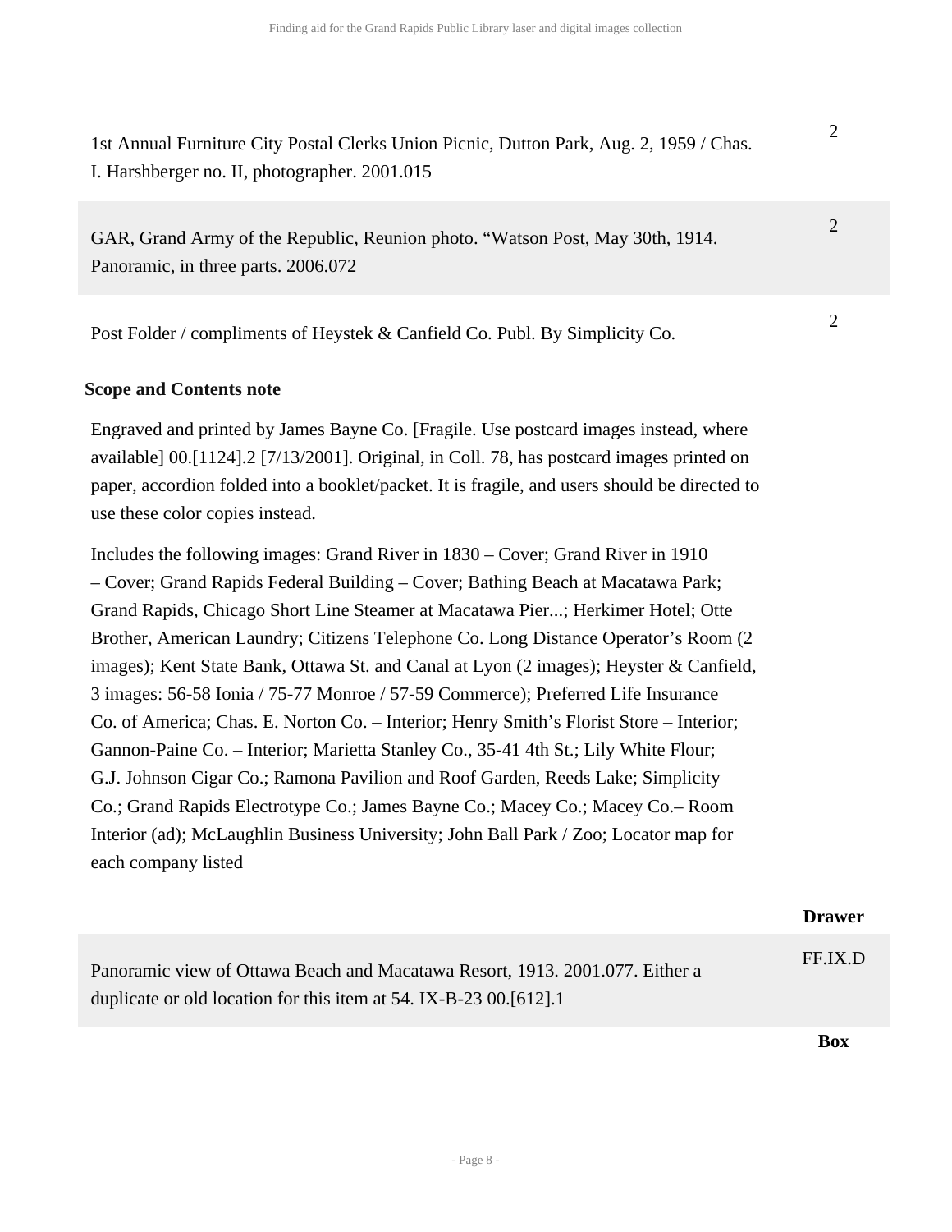| | |
|---|---|
| 1st Annual Furniture City Postal Clerks Union Picnic, Dutton Park, Aug. 2, 1959 / Chas. I. Harshberger no. II, photographer. 2001.015 | 2 |
| GAR, Grand Army of the Republic, Reunion photo. “Watson Post, May 30th, 1914. Panoramic, in three parts. 2006.072 | 2 |
| Post Folder / compliments of Heystek & Canfield Co. Publ. By Simplicity Co. | 2 |

**Scope and Contents note**

Engraved and printed by James Bayne Co. [Fragile. Use postcard images instead, where available] 00.[1124].2 [7/13/2001]. Original, in Coll. 78, has postcard images printed on paper, accordion folded into a booklet/packet. It is fragile, and users should be directed to use these color copies instead.

Includes the following images: Grand River in 1830 – Cover; Grand River in 1910 – Cover; Grand Rapids Federal Building – Cover; Bathing Beach at Macatawa Park; Grand Rapids, Chicago Short Line Steamer at Macatawa Pier...; Herkimer Hotel; Otte Brother, American Laundry; Citizens Telephone Co. Long Distance Operator’s Room (2 images); Kent State Bank, Ottawa St. and Canal at Lyon (2 images); Heyster & Canfield, 3 images: 56-58 Ionia / 75-77 Monroe / 57-59 Commerce); Preferred Life Insurance Co. of America; Chas. E. Norton Co. – Interior; Henry Smith’s Florist Store – Interior; Gannon-Paine Co. – Interior; Marietta Stanley Co., 35-41 4th St.; Lily White Flour; G.J. Johnson Cigar Co.; Ramona Pavilion and Roof Garden, Reeds Lake; Simplicity Co.; Grand Rapids Electrotype Co.; James Bayne Co.; Macey Co.; Macey Co.– Room Interior (ad); McLaughlin Business University; John Ball Park / Zoo; Locator map for each company listed

| | Drawer |
|---|---|
| Panoramic view of Ottawa Beach and Macatawa Resort, 1913. 2001.077. Either a duplicate or old location for this item at 54. IX-B-23 00.[612].1 | FF.IX.D |

| | Box |
|---|---|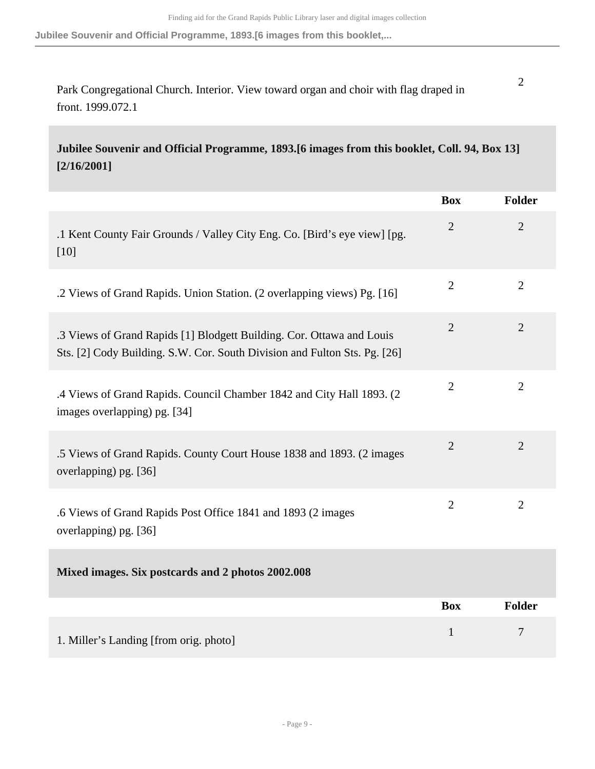| | | |
|---|---|---|
| Park Congregational Church. Interior. View toward organ and choir with flag draped in front. 1999.072.1 | | 2 |

## Jubilee Souvenir and Official Programme, 1893.[6 images from this booklet, Coll. 94, Box 13] [2/16/2001]

| | Box | Folder |
|---|---|---|
| .1 Kent County Fair Grounds / Valley City Eng. Co. [Bird's eye view] [pg. [10] | 2 | 2 |
| .2 Views of Grand Rapids. Union Station. (2 overlapping views) Pg. [16] | 2 | 2 |
| .3 Views of Grand Rapids [1] Blodgett Building. Cor. Ottawa and Louis Sts. [2] Cody Building. S.W. Cor. South Division and Fulton Sts. Pg. [26] | 2 | 2 |
| .4 Views of Grand Rapids. Council Chamber 1842 and City Hall 1893. (2 images overlapping) pg. [34] | 2 | 2 |
| .5 Views of Grand Rapids. County Court House 1838 and 1893. (2 images overlapping) pg. [36] | 2 | 2 |
| .6 Views of Grand Rapids Post Office 1841 and 1893 (2 images overlapping) pg. [36] | 2 | 2 |

## Mixed images. Six postcards and 2 photos 2002.008

| | Box | Folder |
|---|---|---|
| 1. Miller's Landing [from orig. photo] | 1 | 7 |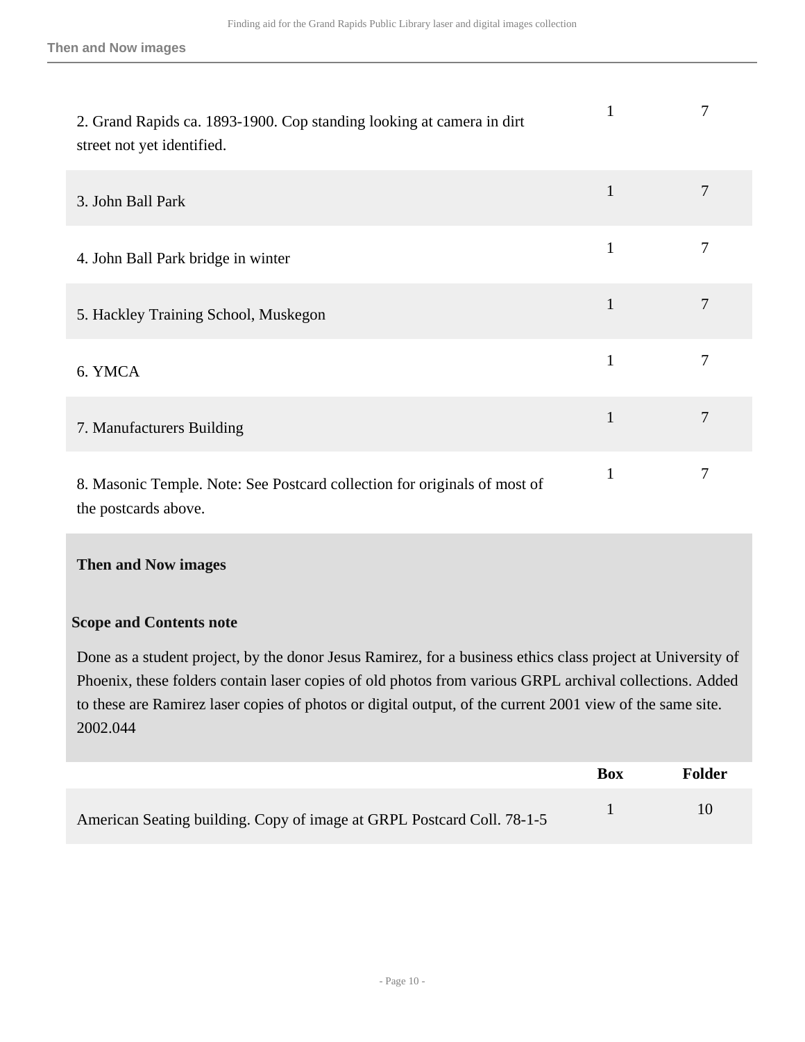| | Box | Folder |
|---|---|---|
| 2. Grand Rapids ca. 1893-1900. Cop standing looking at camera in dirt street not yet identified. | 1 | 7 |
| 3. John Ball Park | 1 | 7 |
| 4. John Ball Park bridge in winter | 1 | 7 |
| 5. Hackley Training School, Muskegon | 1 | 7 |
| 6. YMCA | 1 | 7 |
| 7. Manufacturers Building | 1 | 7 |
| 8. Masonic Temple. Note: See Postcard collection for originals of most of the postcards above. | 1 | 7 |

### Then and Now images

#### Scope and Contents note

Done as a student project, by the donor Jesus Ramirez, for a business ethics class project at University of Phoenix, these folders contain laser copies of old photos from various GRPL archival collections. Added to these are Ramirez laser copies of photos or digital output, of the current 2001 view of the same site. 2002.044

| | Box | Folder |
|---|---|---|
| American Seating building. Copy of image at GRPL Postcard Coll. 78-1-5 | 1 | 10 |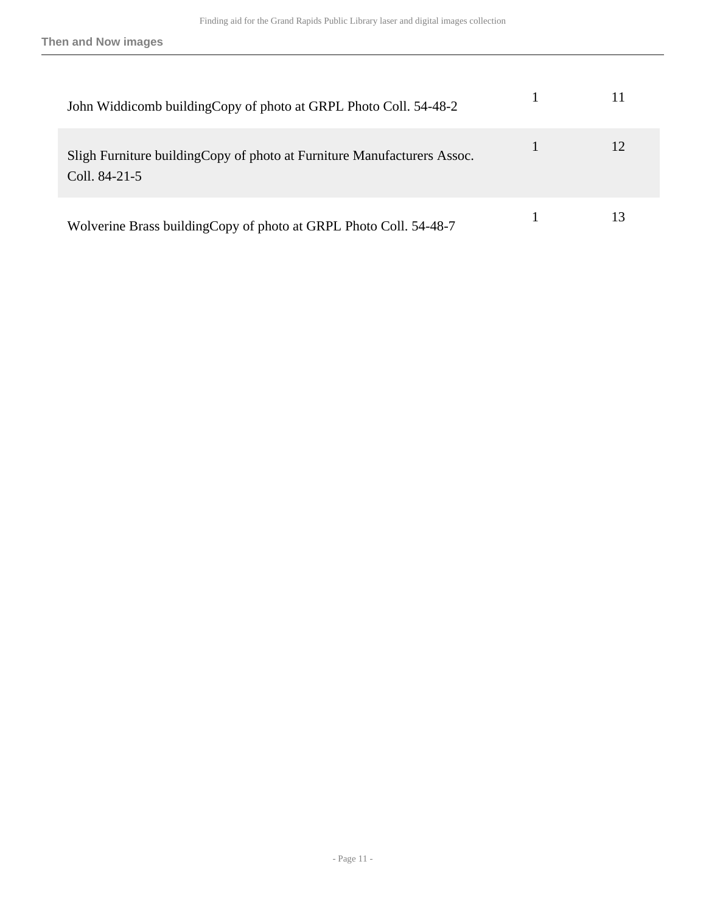**Then and Now images**

| | | |
|---|---|---|
| John Widdicomb buildingCopy of photo at GRPL Photo Coll. 54-48-2 | 1 | 11 |
| Sligh Furniture buildingCopy of photo at Furniture Manufacturers Assoc. Coll. 84-21-5 | 1 | 12 |
| Wolverine Brass buildingCopy of photo at GRPL Photo Coll. 54-48-7 | 1 | 13 |